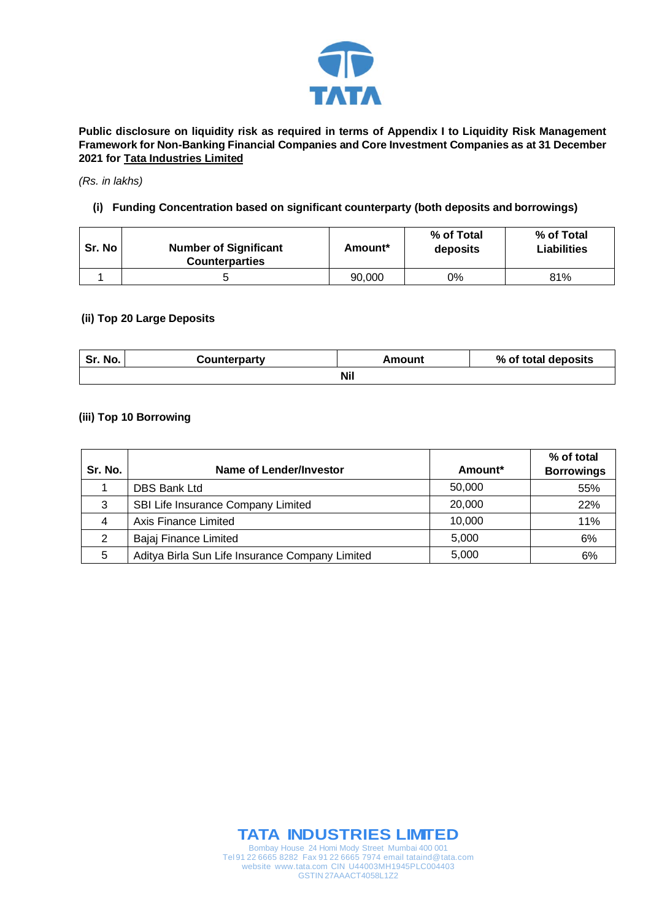**Public disclosure on liquidity risk as required in terms of Appendix I to Liquidity Risk Management Framework for Non-Banking Financial Companies and Core Investment Companies as as at 31 December 2021 for Tata Industries Limited**

*(Rs. in lakhs)*

### (i) Funding Concentration based on significant counterparty (both deposits and borrowings)

| Sr. No | Number of Significant Counterparties | Amount* | % of Total deposits | % of Total Liabilities |
|---|---|---|---|---|
| 1 | 5 | 90,000 | 0% | 81% |

### (ii) Top 20 Large Deposits

| Sr. No. | Counterparty | Amount | % of total deposits |
|---|---|---|---|
| | Nil | | |

### (iii) Top 10 Borrowing

| Sr. No. | Name of Lender/Investor | Amount* | % of total Borrowings |
|---|---|---|---|
| 1 | DBS Bank Ltd | 50,000 | 55% |
| 3 | SBI Life Insurance Company Limited | 20,000 | 22% |
| 4 | Axis Finance Limited | 10,000 | 11% |
| 2 | Bajaj Finance Limited | 5,000 | 6% |
| 5 | Aditya Birla Sun Life Insurance Company Limited | 5,000 | 6% |

**TATA INDUSTRIES LIMITED**

Bombay House 24 Homi Mody Street Mumbai 400 001
Tel 91 22 6665 8282 Fax 91 22 6665 7974 email tataind@tata.com
website www.tata.com CIN U44003MH1945PLC004403
GSTIN 27AAACT4058L1Z2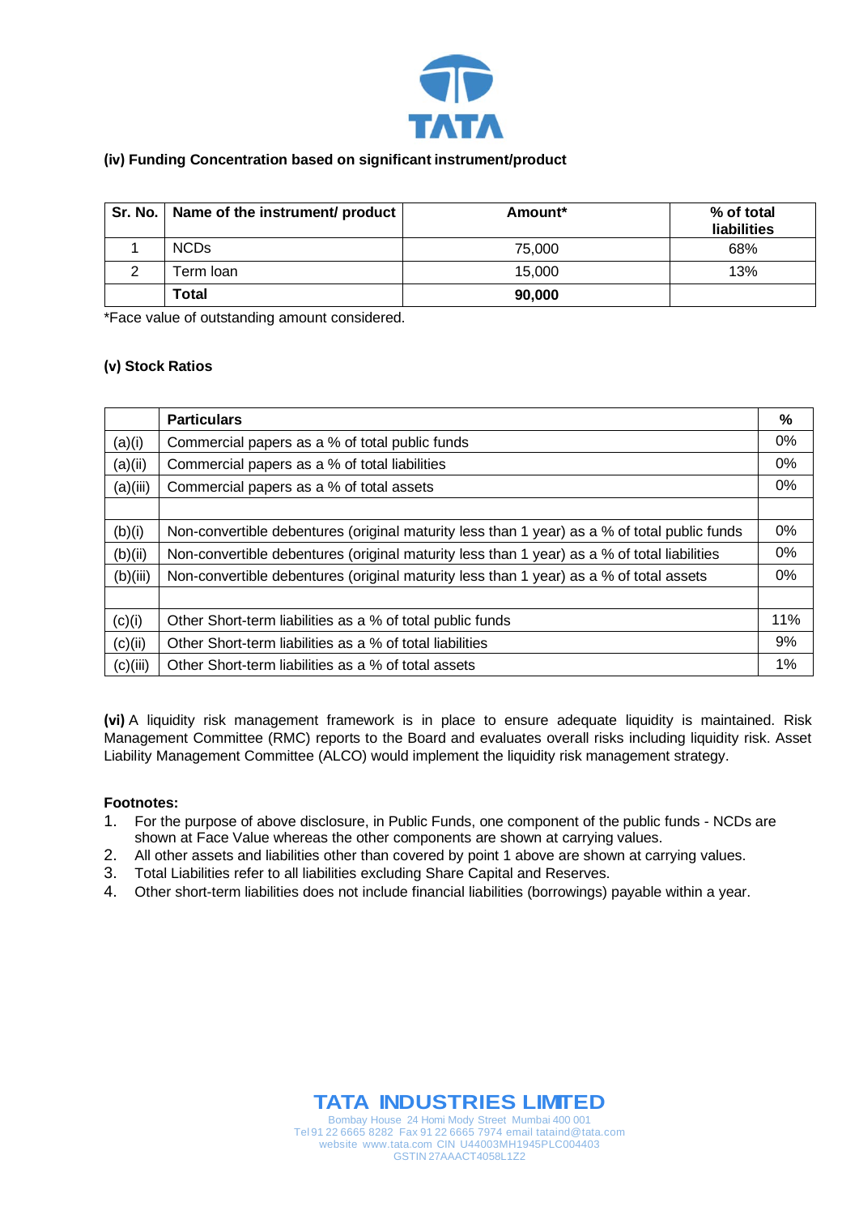### (iv) Funding Concentration based on significant instrument/product

| Sr. No. | Name of the instrument/ product | Amount* | % of total liabilities |
|---|---|---|---|
| 1 | NCDs | 75,000 | 68% |
| 2 | Term loan | 15,000 | 13% |
| | **Total** | **90,000** | |

*Face value of outstanding amount considered.

### (v) Stock Ratios

| | Particulars | % |
|---|---|---|
| (a)(i) | Commercial papers as a % of total public funds | 0% |
| (a)(ii) | Commercial papers as a % of total liabilities | 0% |
| (a)(iii) | Commercial papers as a % of total assets | 0% |
| | | |
| (b)(i) | Non-convertible debentures (original maturity less than 1 year) as a % of total public funds | 0% |
| (b)(ii) | Non-convertible debentures (original maturity less than 1 year) as a % of total liabilities | 0% |
| (b)(iii) | Non-convertible debentures (original maturity less than 1 year) as a % of total assets | 0% |
| | | |
| (c)(i) | Other Short-term liabilities as a % of total public funds | 11% |
| (c)(ii) | Other Short-term liabilities as a % of total liabilities | 9% |
| (c)(iii) | Other Short-term liabilities as a % of total assets | 1% |

**(vi)** A liquidity risk management framework is in place to ensure adequate liquidity is maintained. Risk Management Committee (RMC) reports to the Board and evaluates overall risks including liquidity risk. Asset Liability Management Committee (ALCO) would implement the liquidity risk management strategy.

**Footnotes:**

1. For the purpose of above disclosure, in Public Funds, one component of the public funds - NCDs are shown at Face Value whereas the other components are shown at carrying values.
2. All other assets and liabilities other than covered by point 1 above are shown at carrying values.
3. Total Liabilities refer to all liabilities excluding Share Capital and Reserves.
4. Other short-term liabilities does not include financial liabilities (borrowings) payable within a year.